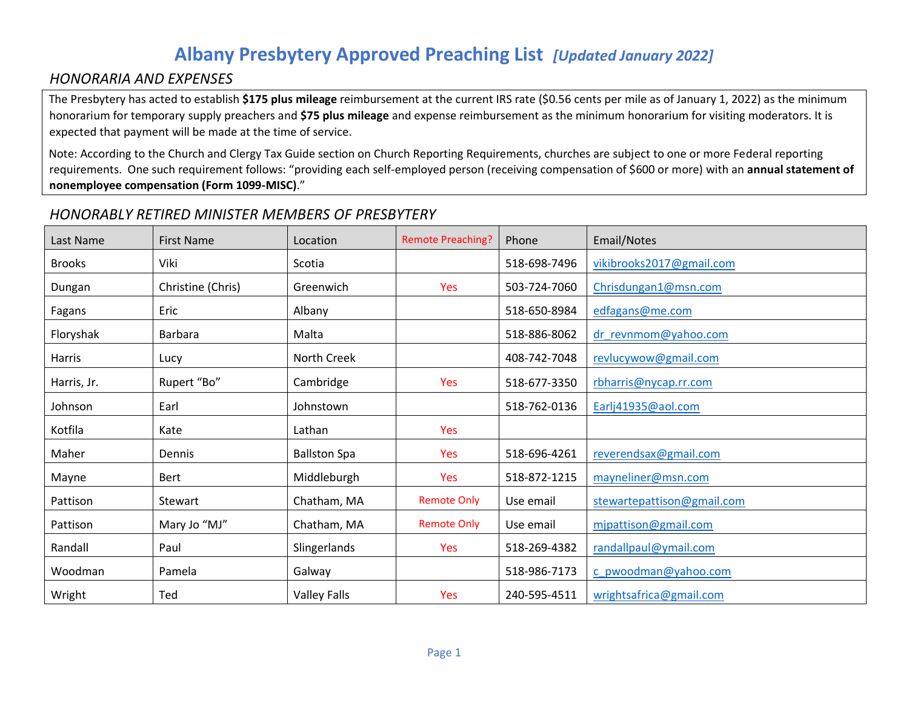# Albany Presbytery Approved Preaching List *[Updated January 2022]*

## *HONORARIA AND EXPENSES*

The Presbytery has acted to establish **$175 plus mileage** reimbursement at the current IRS rate ($0.56 cents per mile as of January 1, 2022) as the minimum honorarium for temporary supply preachers and **$75 plus mileage** and expense reimbursement as the minimum honorarium for visiting moderators. It is expected that payment will be made at the time of service.

Note: According to the Church and Clergy Tax Guide section on Church Reporting Requirements, churches are subject to one or more Federal reporting requirements. One such requirement follows: "providing each self-employed person (receiving compensation of $600 or more) with an **annual statement of nonemployee compensation (Form 1099-MISC)**."

## *HONORABLY RETIRED MINISTER MEMBERS OF PRESBYTERY*

| Last Name | First Name | Location | Remote Preaching? | Phone | Email/Notes |
|---|---|---|---|---|---|
| Brooks | Viki | Scotia | | 518-698-7496 | vikibrooks2017@gmail.com |
| Dungan | Christine (Chris) | Greenwich | Yes | 503-724-7060 | Chrisdungan1@msn.com |
| Fagans | Eric | Albany | | 518-650-8984 | edfagans@me.com |
| Floryshak | Barbara | Malta | | 518-886-8062 | dr_revnmom@yahoo.com |
| Harris | Lucy | North Creek | | 408-742-7048 | revlucywow@gmail.com |
| Harris, Jr. | Rupert "Bo" | Cambridge | Yes | 518-677-3350 | rbharris@nycap.rr.com |
| Johnson | Earl | Johnstown | | 518-762-0136 | Earlj41935@aol.com |
| Kotfila | Kate | Lathan | Yes | | |
| Maher | Dennis | Ballston Spa | Yes | 518-696-4261 | reverendsax@gmail.com |
| Mayne | Bert | Middleburgh | Yes | 518-872-1215 | mayneliner@msn.com |
| Pattison | Stewart | Chatham, MA | Remote Only | Use email | stewartepattison@gmail.com |
| Pattison | Mary Jo "MJ" | Chatham, MA | Remote Only | Use email | mjpattison@gmail.com |
| Randall | Paul | Slingerlands | Yes | 518-269-4382 | randallpaul@ymail.com |
| Woodman | Pamela | Galway | | 518-986-7173 | c_pwoodman@yahoo.com |
| Wright | Ted | Valley Falls | Yes | 240-595-4511 | wrightsafrica@gmail.com |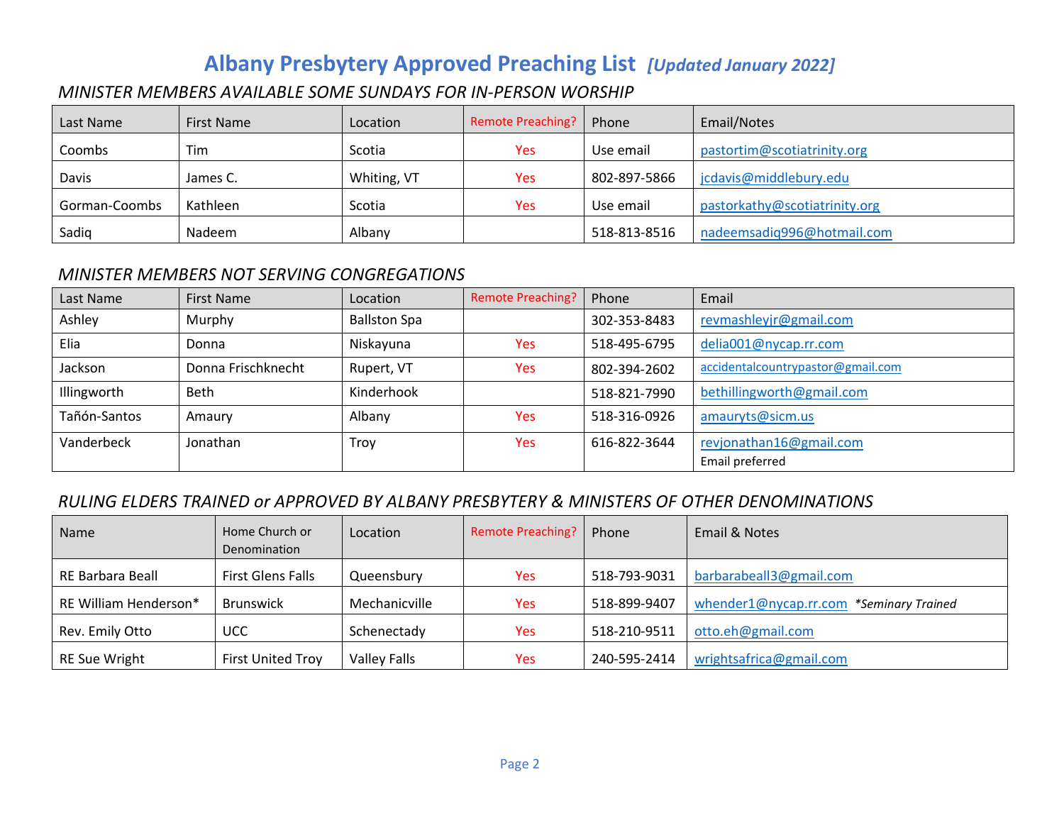# Albany Presbytery Approved Preaching List *[Updated January 2022]*

## *MINISTER MEMBERS AVAILABLE SOME SUNDAYS FOR IN-PERSON WORSHIP*

| Last Name | First Name | Location | Remote Preaching? | Phone | Email/Notes |
|---|---|---|---|---|---|
| Coombs | Tim | Scotia | Yes | Use email | pastortim@scotiatrinity.org |
| Davis | James C. | Whiting, VT | Yes | 802-897-5866 | jcdavis@middlebury.edu |
| Gorman-Coombs | Kathleen | Scotia | Yes | Use email | pastorkathy@scotiatrinity.org |
| Sadiq | Nadeem | Albany | | 518-813-8516 | nadeemsadiq996@hotmail.com |

## *MINISTER MEMBERS NOT SERVING CONGREGATIONS*

| Last Name | First Name | Location | Remote Preaching? | Phone | Email |
|---|---|---|---|---|---|
| Ashley | Murphy | Ballston Spa | | 302-353-8483 | revmashleyjr@gmail.com |
| Elia | Donna | Niskayuna | Yes | 518-495-6795 | delia001@nycap.rr.com |
| Jackson | Donna Frischknecht | Rupert, VT | Yes | 802-394-2602 | accidentalcountrypastor@gmail.com |
| Illingworth | Beth | Kinderhook | | 518-821-7990 | bethillingworth@gmail.com |
| Tañón-Santos | Amaury | Albany | Yes | 518-316-0926 | amauryts@sicm.us |
| Vanderbeck | Jonathan | Troy | Yes | 616-822-3644 | revjonathan16@gmail.com Email preferred |

## *RULING ELDERS TRAINED or APPROVED BY ALBANY PRESBYTERY & MINISTERS OF OTHER DENOMINATIONS*

| Name | Home Church or Denomination | Location | Remote Preaching? | Phone | Email & Notes |
|---|---|---|---|---|---|
| RE Barbara Beall | First Glens Falls | Queensbury | Yes | 518-793-9031 | barbarabeall3@gmail.com |
| RE William Henderson* | Brunswick | Mechanicville | Yes | 518-899-9407 | whender1@nycap.rr.com *\*Seminary Trained* |
| Rev. Emily Otto | UCC | Schenectady | Yes | 518-210-9511 | otto.eh@gmail.com |
| RE Sue Wright | First United Troy | Valley Falls | Yes | 240-595-2414 | wrightsafrica@gmail.com |